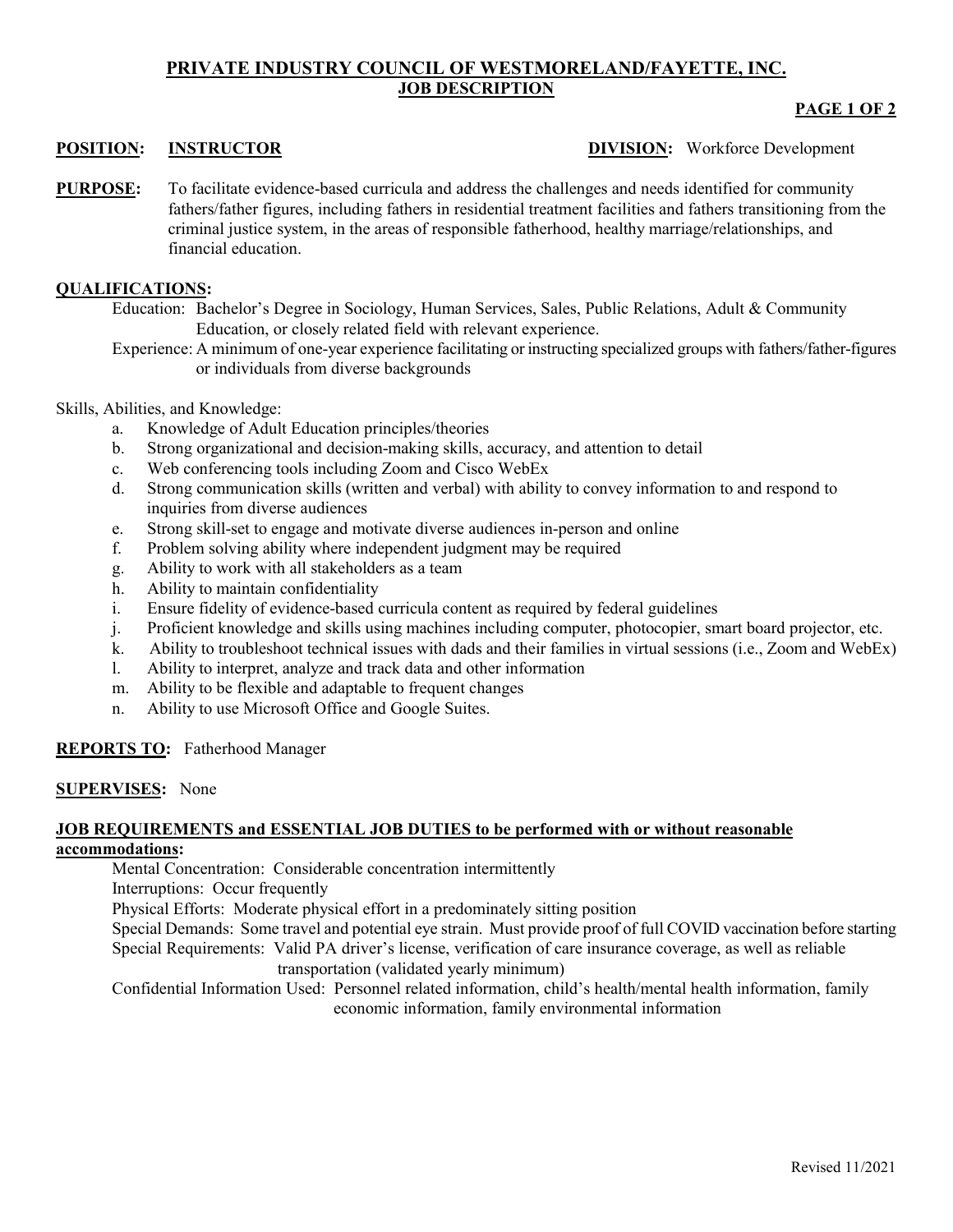# PRIVATE INDUSTRY COUNCIL OF WESTMORELAND/FAYETTE, INC.
## JOB DESCRIPTION

**POSITION:** **INSTRUCTOR** **DIVISION:** Workforce Development

**PURPOSE:** To facilitate evidence-based curricula and address the challenges and needs identified for community fathers/father figures, including fathers in residential treatment facilities and fathers transitioning from the criminal justice system, in the areas of responsible fatherhood, healthy marriage/relationships, and financial education.

**QUALIFICATIONS:**

Education: Bachelor's Degree in Sociology, Human Services, Sales, Public Relations, Adult & Community Education, or closely related field with relevant experience.

Experience: A minimum of one-year experience facilitating or instructing specialized groups with fathers/father-figures or individuals from diverse backgrounds

Skills, Abilities, and Knowledge:

a. Knowledge of Adult Education principles/theories
b. Strong organizational and decision-making skills, accuracy, and attention to detail
c. Web conferencing tools including Zoom and Cisco WebEx
d. Strong communication skills (written and verbal) with ability to convey information to and respond to inquiries from diverse audiences
e. Strong skill-set to engage and motivate diverse audiences in-person and online
f. Problem solving ability where independent judgment may be required
g. Ability to work with all stakeholders as a team
h. Ability to maintain confidentiality
i. Ensure fidelity of evidence-based curricula content as required by federal guidelines
j. Proficient knowledge and skills using machines including computer, photocopier, smart board projector, etc.
k. Ability to troubleshoot technical issues with dads and their families in virtual sessions (i.e., Zoom and WebEx)
l. Ability to interpret, analyze and track data and other information
m. Ability to be flexible and adaptable to frequent changes
n. Ability to use Microsoft Office and Google Suites.

**REPORTS TO:** Fatherhood Manager

**SUPERVISES:** None

**JOB REQUIREMENTS and ESSENTIAL JOB DUTIES to be performed with or without reasonable accommodations:**

Mental Concentration: Considerable concentration intermittently

Interruptions: Occur frequently

Physical Efforts: Moderate physical effort in a predominately sitting position

Special Demands: Some travel and potential eye strain. Must provide proof of full COVID vaccination before starting

Special Requirements: Valid PA driver's license, verification of care insurance coverage, as well as reliable transportation (validated yearly minimum)

Confidential Information Used: Personnel related information, child's health/mental health information, family economic information, family environmental information

Revised 11/2021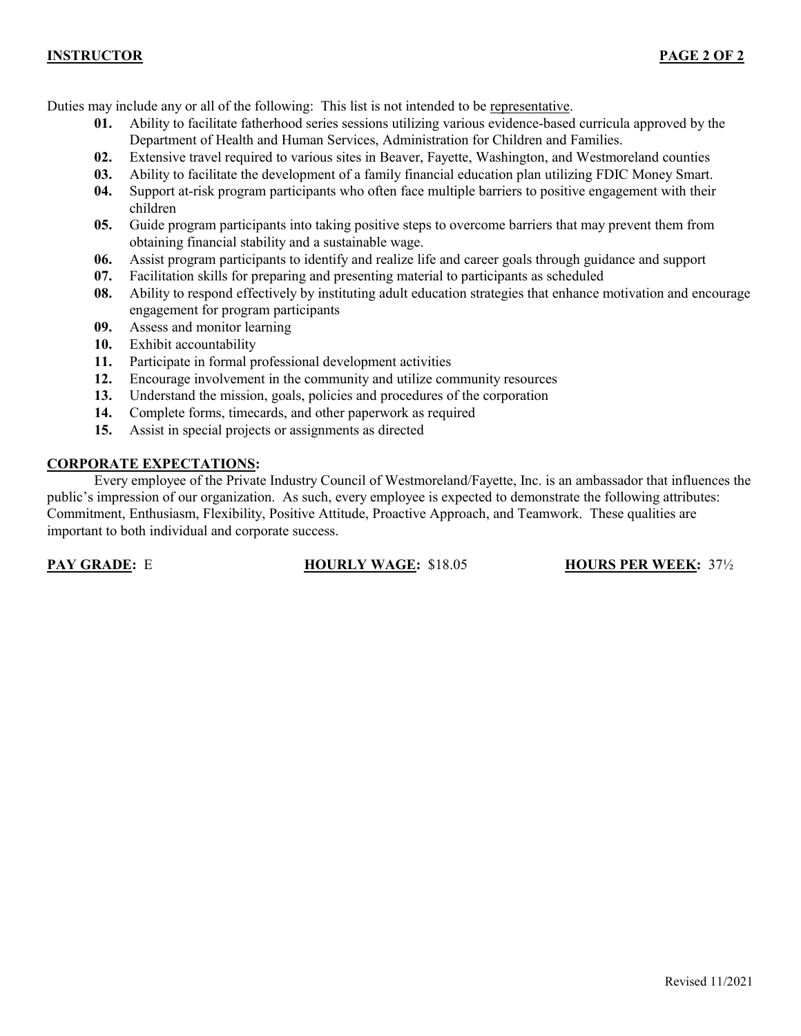Duties may include any or all of the following: This list is not intended to be representative.

- **01.** Ability to facilitate fatherhood series sessions utilizing various evidence-based curricula approved by the Department of Health and Human Services, Administration for Children and Families.
- **02.** Extensive travel required to various sites in Beaver, Fayette, Washington, and Westmoreland counties
- **03.** Ability to facilitate the development of a family financial education plan utilizing FDIC Money Smart.
- **04.** Support at-risk program participants who often face multiple barriers to positive engagement with their children
- **05.** Guide program participants into taking positive steps to overcome barriers that may prevent them from obtaining financial stability and a sustainable wage.
- **06.** Assist program participants to identify and realize life and career goals through guidance and support
- **07.** Facilitation skills for preparing and presenting material to participants as scheduled
- **08.** Ability to respond effectively by instituting adult education strategies that enhance motivation and encourage engagement for program participants
- **09.** Assess and monitor learning
- **10.** Exhibit accountability
- **11.** Participate in formal professional development activities
- **12.** Encourage involvement in the community and utilize community resources
- **13.** Understand the mission, goals, policies and procedures of the corporation
- **14.** Complete forms, timecards, and other paperwork as required
- **15.** Assist in special projects or assignments as directed

**CORPORATE EXPECTATIONS:**

Every employee of the Private Industry Council of Westmoreland/Fayette, Inc. is an ambassador that influences the public's impression of our organization. As such, every employee is expected to demonstrate the following attributes: Commitment, Enthusiasm, Flexibility, Positive Attitude, Proactive Approach, and Teamwork. These qualities are important to both individual and corporate success.

**PAY GRADE:** E **HOURLY WAGE:** $18.05 **HOURS PER WEEK:** 37½

Revised 11/2021